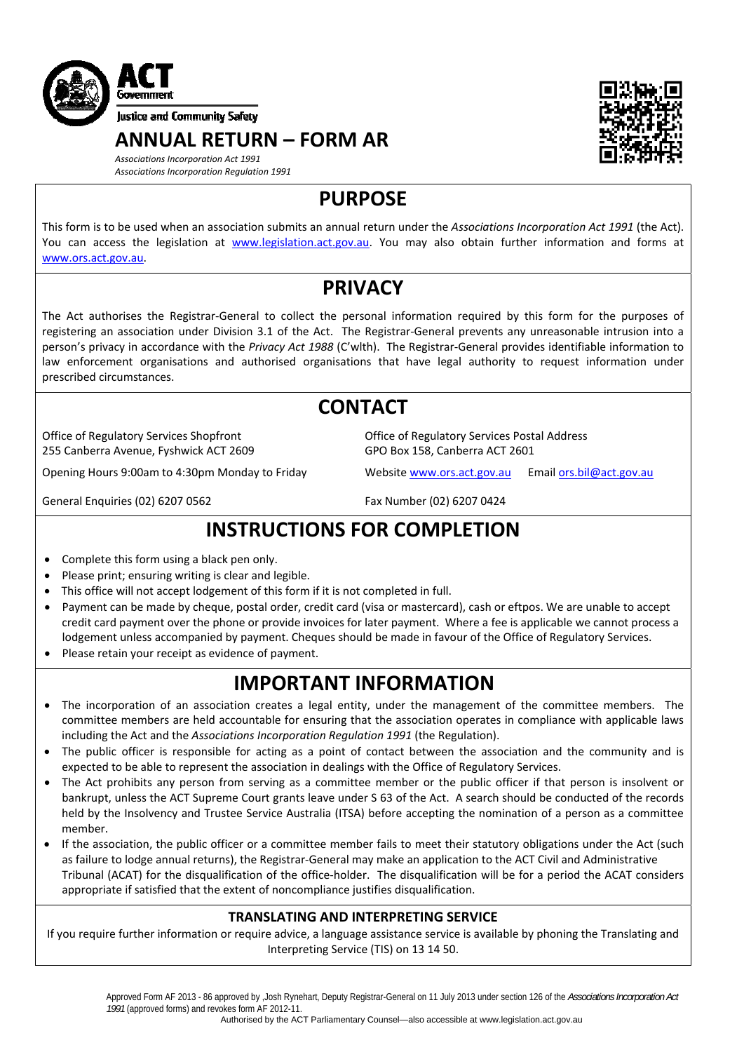ACT Government

Justice and Community Safety

# ANNUAL RETURN – FORM AR

*Associations Incorporation Act 1991*
*Associations Incorporation Regulation 1991*

## PURPOSE

This form is to be used when an association submits an annual return under the *Associations Incorporation Act 1991* (the Act). You can access the legislation at www.legislation.act.gov.au. You may also obtain further information and forms at www.ors.act.gov.au.

## PRIVACY

The Act authorises the Registrar-General to collect the personal information required by this form for the purposes of registering an association under Division 3.1 of the Act. The Registrar-General prevents any unreasonable intrusion into a person's privacy in accordance with the *Privacy Act 1988* (C'wlth). The Registrar-General provides identifiable information to law enforcement organisations and authorised organisations that have legal authority to request information under prescribed circumstances.

## CONTACT

Office of Regulatory Services Shopfront
255 Canberra Avenue, Fyshwick ACT 2609

Opening Hours 9:00am to 4:30pm Monday to Friday

General Enquiries (02) 6207 0562

Office of Regulatory Services Postal Address
GPO Box 158, Canberra ACT 2601

Website www.ors.act.gov.au Email ors.bil@act.gov.au

Fax Number (02) 6207 0424

## INSTRUCTIONS FOR COMPLETION

- Complete this form using a black pen only.
- Please print; ensuring writing is clear and legible.
- This office will not accept lodgement of this form if it is not completed in full.
- Payment can be made by cheque, postal order, credit card (visa or mastercard), cash or eftpos. We are unable to accept credit card payment over the phone or provide invoices for later payment. Where a fee is applicable we cannot process a lodgement unless accompanied by payment. Cheques should be made in favour of the Office of Regulatory Services.
- Please retain your receipt as evidence of payment.

## IMPORTANT INFORMATION

- The incorporation of an association creates a legal entity, under the management of the committee members. The committee members are held accountable for ensuring that the association operates in compliance with applicable laws including the Act and the *Associations Incorporation Regulation 1991* (the Regulation).
- The public officer is responsible for acting as a point of contact between the association and the community and is expected to be able to represent the association in dealings with the Office of Regulatory Services.
- The Act prohibits any person from serving as a committee member or the public officer if that person is insolvent or bankrupt, unless the ACT Supreme Court grants leave under S 63 of the Act. A search should be conducted of the records held by the Insolvency and Trustee Service Australia (ITSA) before accepting the nomination of a person as a committee member.
- If the association, the public officer or a committee member fails to meet their statutory obligations under the Act (such as failure to lodge annual returns), the Registrar-General may make an application to the ACT Civil and Administrative Tribunal (ACAT) for the disqualification of the office-holder. The disqualification will be for a period the ACAT considers appropriate if satisfied that the extent of noncompliance justifies disqualification.

### TRANSLATING AND INTERPRETING SERVICE

If you require further information or require advice, a language assistance service is available by phoning the Translating and Interpreting Service (TIS) on 13 14 50.

Approved Form AF 2013 - 86 approved by ,Josh Rynehart, Deputy Registrar-General on 11 July 2013 under section 126 of the *Associations Incorporation Act 1991* (approved forms) and revokes form AF 2012-11.

Authorised by the ACT Parliamentary Counsel—also accessible at www.legislation.act.gov.au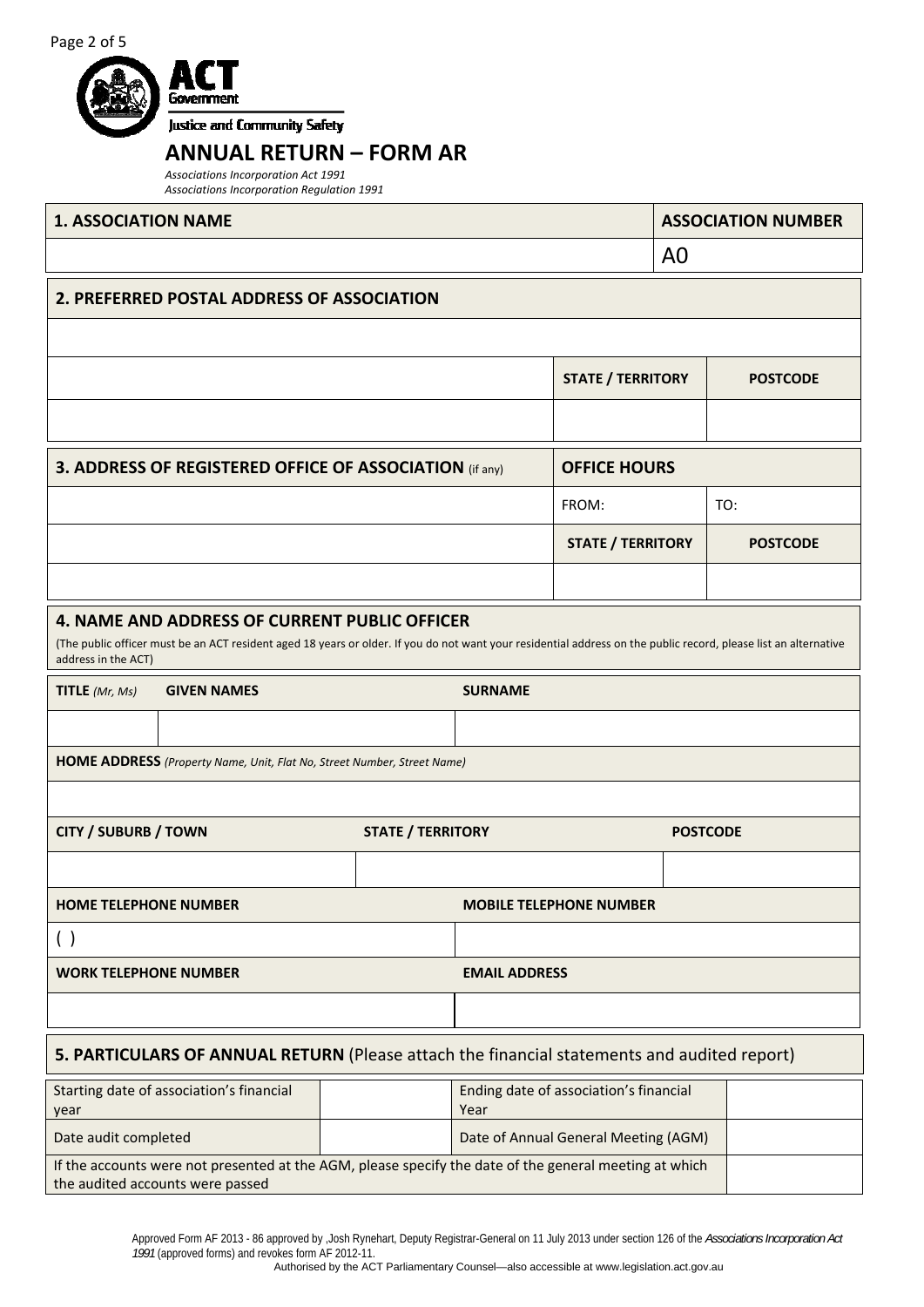ACT Government

Justice and Community Safety

# ANNUAL RETURN – FORM AR

*Associations Incorporation Act 1991*
*Associations Incorporation Regulation 1991*

| 1. ASSOCIATION NAME | ASSOCIATION NUMBER |
|---|---|
| | A0 |

## 2. PREFERRED POSTAL ADDRESS OF ASSOCIATION

| | | |
|---|---|---|
| | | |
| | STATE / TERRITORY | POSTCODE |
| | | |

| 3. ADDRESS OF REGISTERED OFFICE OF ASSOCIATION (if any) | OFFICE HOURS | |
|---|---|---|
| | FROM: | TO: |
| | STATE / TERRITORY | POSTCODE |
| | | |

## 4. NAME AND ADDRESS OF CURRENT PUBLIC OFFICER

(The public officer must be an ACT resident aged 18 years or older. If you do not want your residential address on the public record, please list an alternative address in the ACT)

| TITLE *(Mr, Ms)* | GIVEN NAMES | SURNAME |
|---|---|---|
| | | |

**HOME ADDRESS** *(Property Name, Unit, Flat No, Street Number, Street Name)*

| CITY / SUBURB / TOWN | STATE / TERRITORY | POSTCODE |
|---|---|---|
| | | |

| HOME TELEPHONE NUMBER | MOBILE TELEPHONE NUMBER |
|---|---|
| ( ) | |
| **WORK TELEPHONE NUMBER** | **EMAIL ADDRESS** |
| | |

## 5. PARTICULARS OF ANNUAL RETURN (Please attach the financial statements and audited report)

| | | | |
|---|---|---|---|
| Starting date of association's financial year | | Ending date of association's financial Year | |
| Date audit completed | | Date of Annual General Meeting (AGM) | |
| If the accounts were not presented at the AGM, please specify the date of the general meeting at which the audited accounts were passed | | | |

Approved Form AF 2013 - 86 approved by ,Josh Rynehart, Deputy Registrar-General on 11 July 2013 under section 126 of the *Associations Incorporation Act 1991* (approved forms) and revokes form AF 2012-11.

Authorised by the ACT Parliamentary Counsel—also accessible at www.legislation.act.gov.au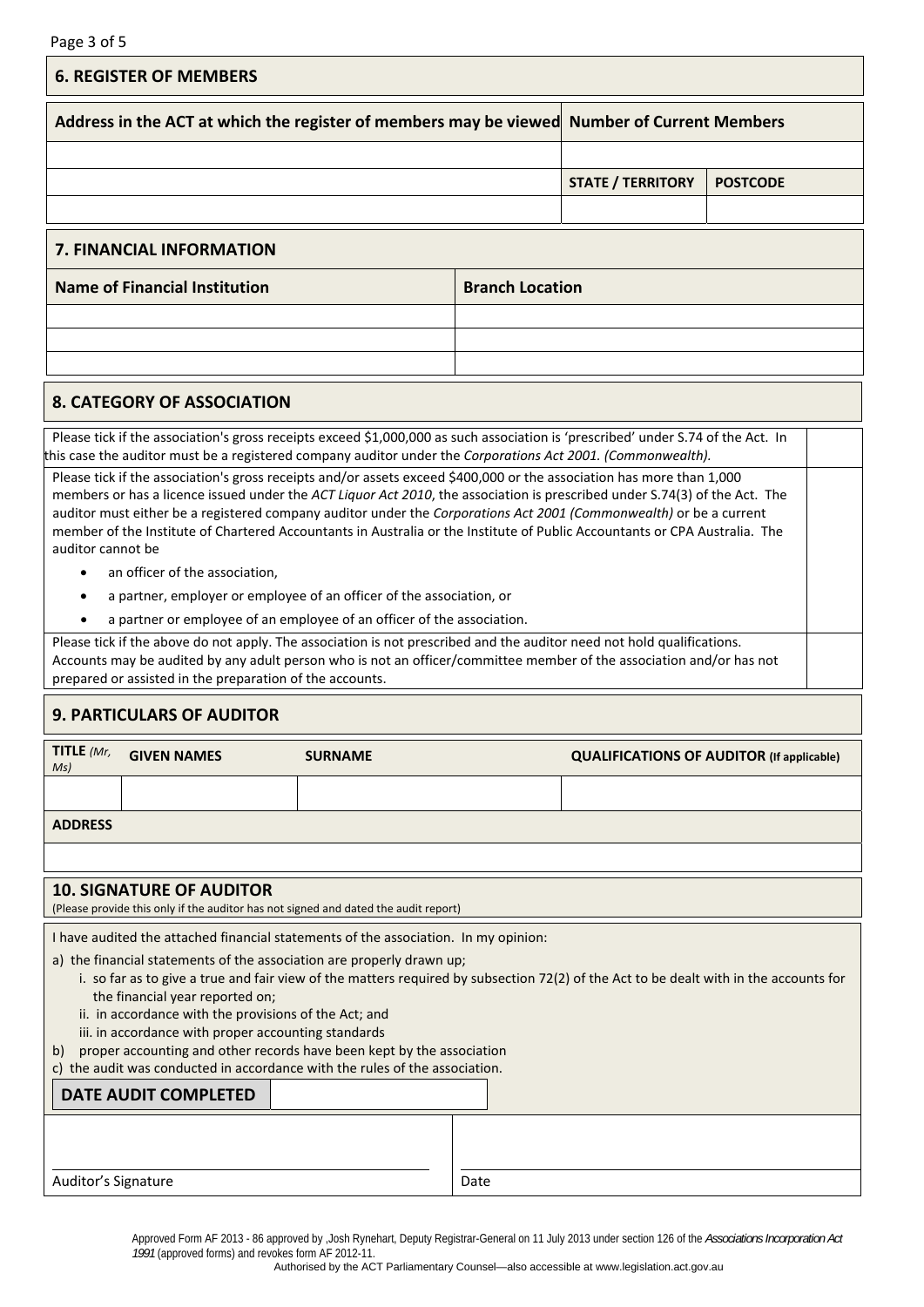## 6. REGISTER OF MEMBERS

| Address in the ACT at which the register of members may be viewed | Number of Current Members | |
|---|---|---|
| | | |
| | STATE / TERRITORY | POSTCODE |
| | | |

## 7. FINANCIAL INFORMATION

| Name of Financial Institution | Branch Location |
|---|---|
| | |
| | |
| | |

## 8. CATEGORY OF ASSOCIATION

| | |
|---|---|
| Please tick if the association's gross receipts exceed $1,000,000 as such association is 'prescribed' under S.74 of the Act. In this case the auditor must be a registered company auditor under the *Corporations Act 2001. (Commonwealth).* | |
| Please tick if the association's gross receipts and/or assets exceed $400,000 or the association has more than 1,000 members or has a licence issued under the *ACT Liquor Act 2010*, the association is prescribed under S.74(3) of the Act. The auditor must either be a registered company auditor under the *Corporations Act 2001 (Commonwealth)* or be a current member of the Institute of Chartered Accountants in Australia or the Institute of Public Accountants or CPA Australia. The auditor cannot be<br>• an officer of the association,<br>• a partner, employer or employee of an officer of the association, or<br>• a partner or employee of an employee of an officer of the association. | |
| Please tick if the above do not apply. The association is not prescribed and the auditor need not hold qualifications. Accounts may be audited by any adult person who is not an officer/committee member of the association and/or has not prepared or assisted in the preparation of the accounts. | |

## 9. PARTICULARS OF AUDITOR

| TITLE *(Mr, Ms)* | GIVEN NAMES | SURNAME | QUALIFICATIONS OF AUDITOR (If applicable) |
|---|---|---|---|
| | | | |
| ADDRESS | | | |
| | | | |

## 10. SIGNATURE OF AUDITOR

(Please provide this only if the auditor has not signed and dated the audit report)

I have audited the attached financial statements of the association. In my opinion:

a) the financial statements of the association are properly drawn up;
   i. so far as to give a true and fair view of the matters required by subsection 72(2) of the Act to be dealt with in the accounts for the financial year reported on;
   ii. in accordance with the provisions of the Act; and
   iii. in accordance with proper accounting standards

b) proper accounting and other records have been kept by the association

c) the audit was conducted in accordance with the rules of the association.

| DATE AUDIT COMPLETED | |
|---|---|

| | |
|---|---|
| Auditor's Signature | Date |

Approved Form AF 2013 - 86 approved by ,Josh Rynehart, Deputy Registrar-General on 11 July 2013 under section 126 of the *Associations Incorporation Act 1991* (approved forms) and revokes form AF 2012-11.

Authorised by the ACT Parliamentary Counsel—also accessible at www.legislation.act.gov.au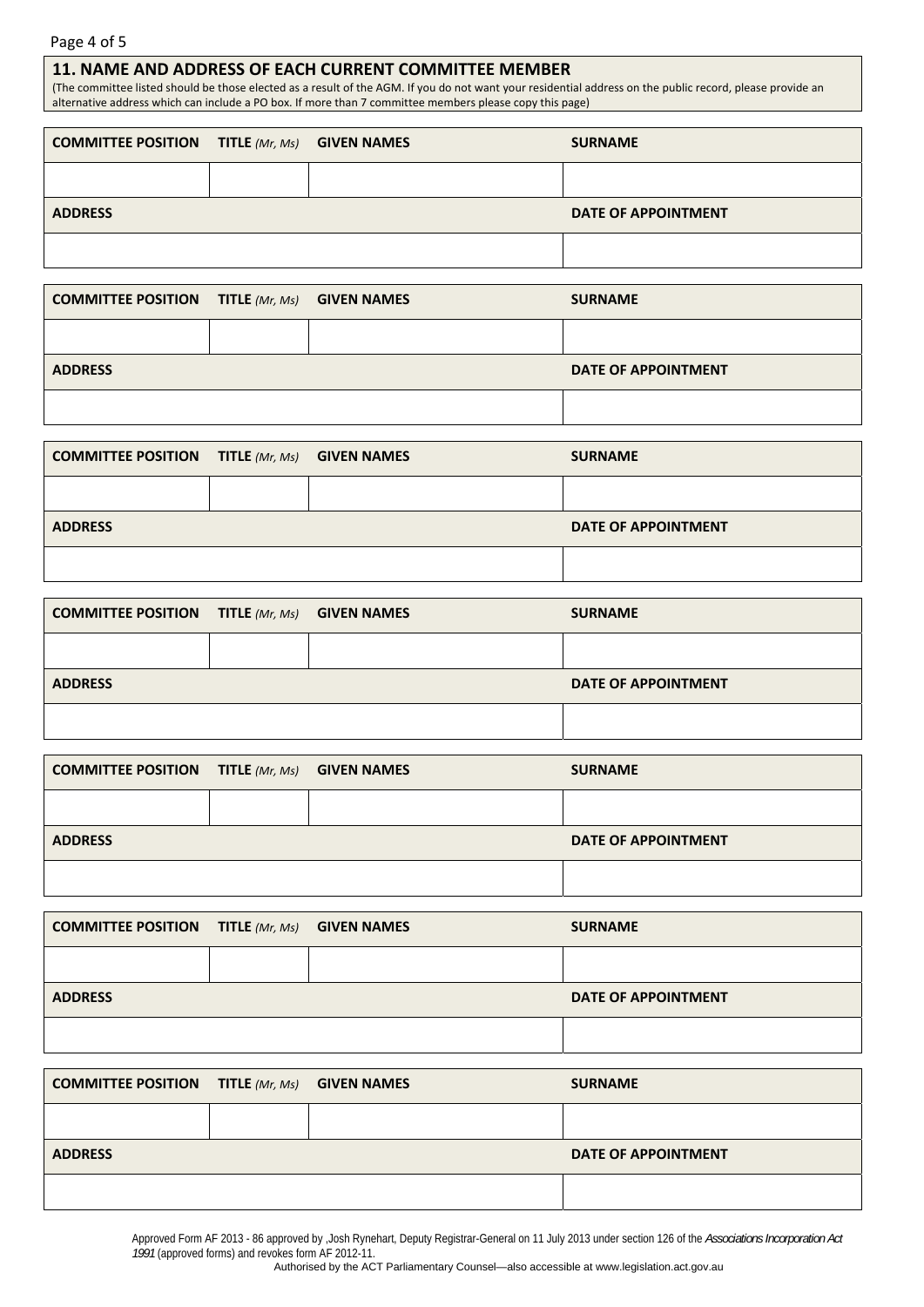## 11. NAME AND ADDRESS OF EACH CURRENT COMMITTEE MEMBER

(The committee listed should be those elected as a result of the AGM. If you do not want your residential address on the public record, please provide an alternative address which can include a PO box. If more than 7 committee members please copy this page)

| **COMMITTEE POSITION** | **TITLE** *(Mr, Ms)* | **GIVEN NAMES** | **SURNAME** |
|---|---|---|---|
| | | | |
| **ADDRESS** | | | **DATE OF APPOINTMENT** |
| | | | |

| **COMMITTEE POSITION** | **TITLE** *(Mr, Ms)* | **GIVEN NAMES** | **SURNAME** |
|---|---|---|---|
| | | | |
| **ADDRESS** | | | **DATE OF APPOINTMENT** |
| | | | |

| **COMMITTEE POSITION** | **TITLE** *(Mr, Ms)* | **GIVEN NAMES** | **SURNAME** |
|---|---|---|---|
| | | | |
| **ADDRESS** | | | **DATE OF APPOINTMENT** |
| | | | |

| **COMMITTEE POSITION** | **TITLE** *(Mr, Ms)* | **GIVEN NAMES** | **SURNAME** |
|---|---|---|---|
| | | | |
| **ADDRESS** | | | **DATE OF APPOINTMENT** |
| | | | |

| **COMMITTEE POSITION** | **TITLE** *(Mr, Ms)* | **GIVEN NAMES** | **SURNAME** |
|---|---|---|---|
| | | | |
| **ADDRESS** | | | **DATE OF APPOINTMENT** |
| | | | |

| **COMMITTEE POSITION** | **TITLE** *(Mr, Ms)* | **GIVEN NAMES** | **SURNAME** |
|---|---|---|---|
| | | | |
| **ADDRESS** | | | **DATE OF APPOINTMENT** |
| | | | |

| **COMMITTEE POSITION** | **TITLE** *(Mr, Ms)* | **GIVEN NAMES** | **SURNAME** |
|---|---|---|---|
| | | | |
| **ADDRESS** | | | **DATE OF APPOINTMENT** |
| | | | |

Approved Form AF 2013 - 86 approved by ,Josh Rynehart, Deputy Registrar-General on 11 July 2013 under section 126 of the *Associations Incorporation Act 1991* (approved forms) and revokes form AF 2012-11.

Authorised by the ACT Parliamentary Counsel—also accessible at www.legislation.act.gov.au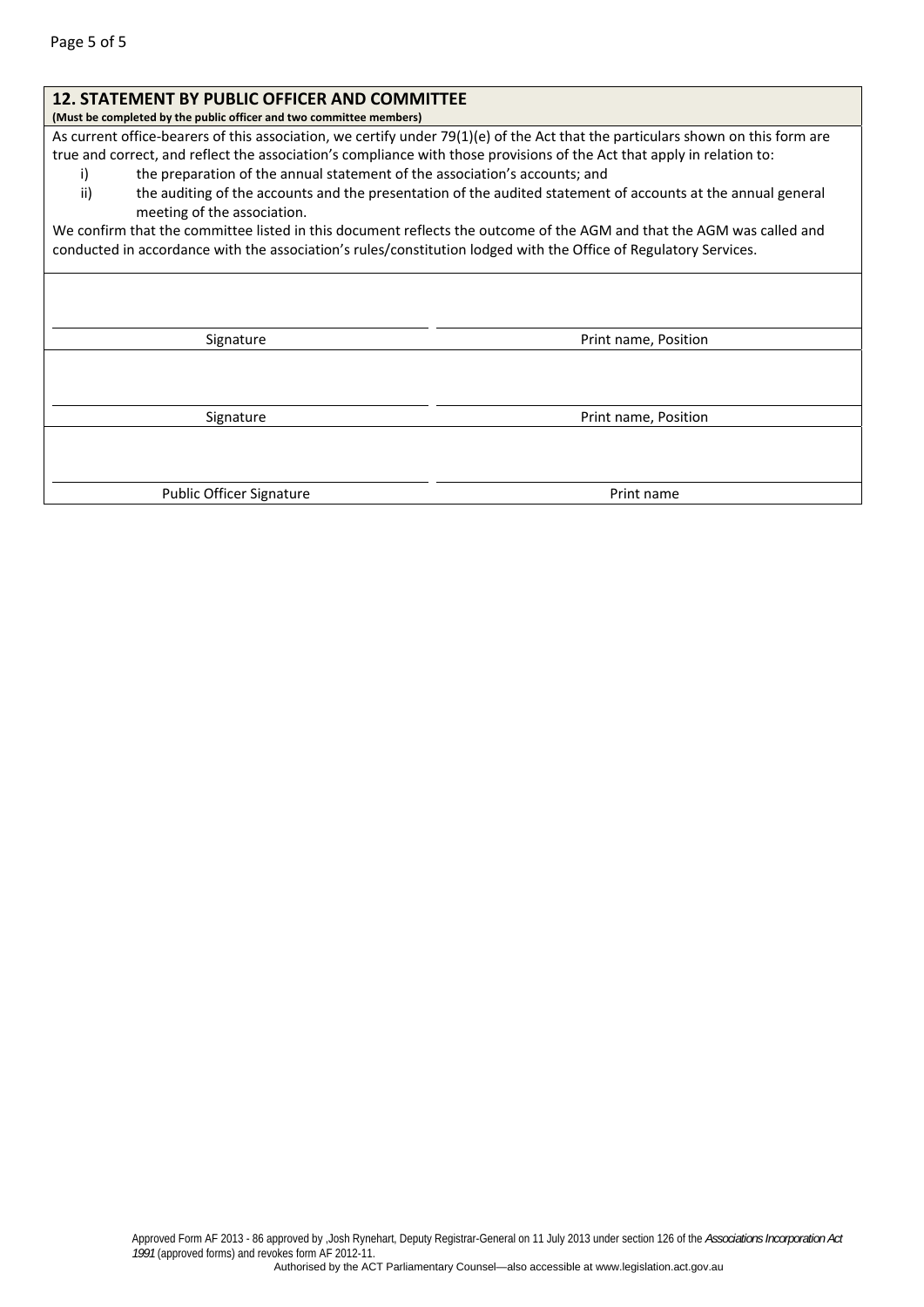## 12. STATEMENT BY PUBLIC OFFICER AND COMMITTEE

**(Must be completed by the public officer and two committee members)**

As current office-bearers of this association, we certify under 79(1)(e) of the Act that the particulars shown on this form are true and correct, and reflect the association's compliance with those provisions of the Act that apply in relation to:

i) the preparation of the annual statement of the association's accounts; and

ii) the auditing of the accounts and the presentation of the audited statement of accounts at the annual general meeting of the association.

We confirm that the committee listed in this document reflects the outcome of the AGM and that the AGM was called and conducted in accordance with the association's rules/constitution lodged with the Office of Regulatory Services.

| | |
|---|---|
| Signature | Print name, Position |
| Signature | Print name, Position |
| Public Officer Signature | Print name |

Approved Form AF 2013 - 86 approved by ,Josh Rynehart, Deputy Registrar-General on 11 July 2013 under section 126 of the *Associations Incorporation Act 1991* (approved forms) and revokes form AF 2012-11.

Authorised by the ACT Parliamentary Counsel—also accessible at www.legislation.act.gov.au